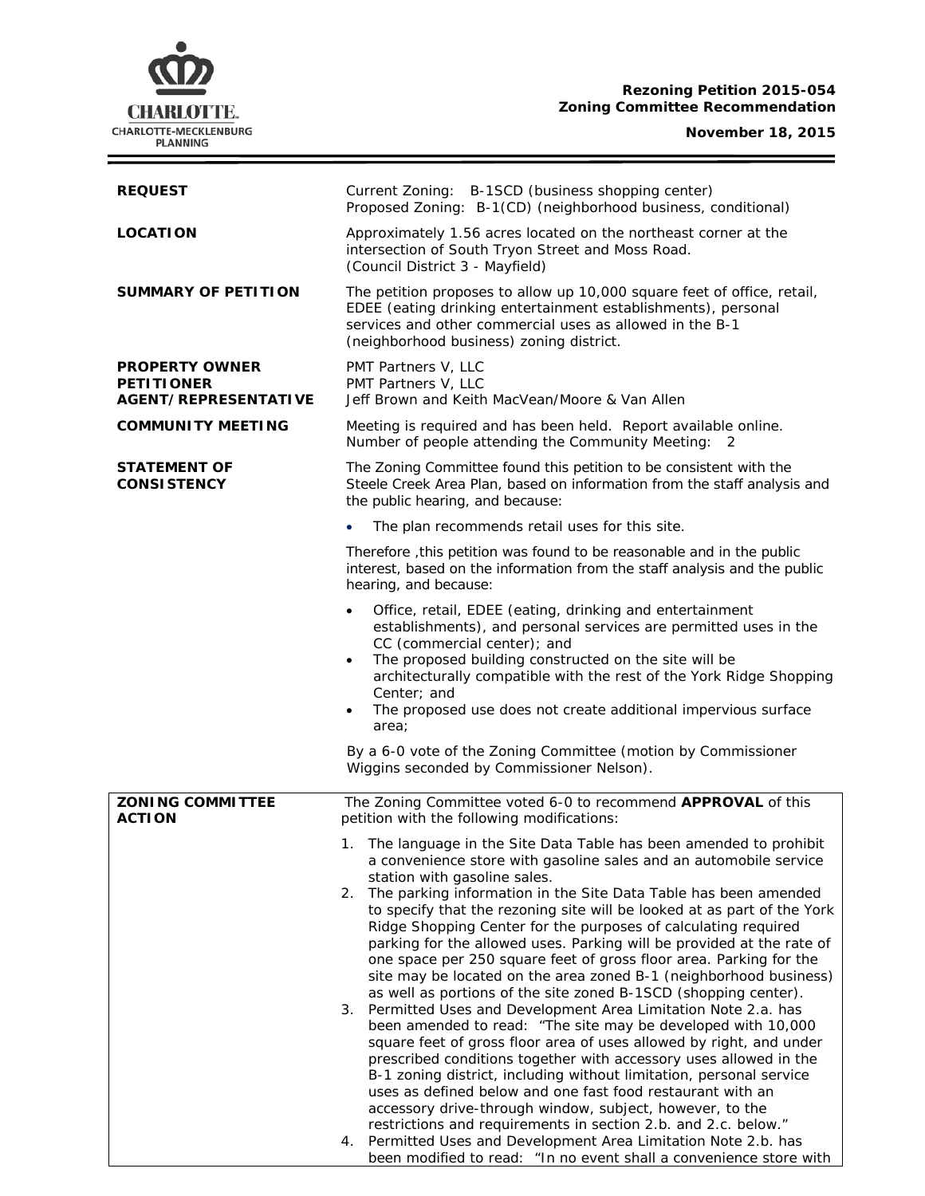**Rezoning Petition 2015-054**
**Zoning Committee Recommendation**

**November 18, 2015**

| | |
|---|---|
| **REQUEST** | Current Zoning: B-1SCD (business shopping center)<br>Proposed Zoning: B-1(CD) (neighborhood business, conditional) |
| **LOCATION** | Approximately 1.56 acres located on the northeast corner at the intersection of South Tryon Street and Moss Road.<br>(Council District 3 - Mayfield) |
| **SUMMARY OF PETITION** | The petition proposes to allow up 10,000 square feet of office, retail, EDEE (eating drinking entertainment establishments), personal services and other commercial uses as allowed in the B-1 (neighborhood business) zoning district. |
| **PROPERTY OWNER**<br>**PETITIONER**<br>**AGENT/REPRESENTATIVE** | PMT Partners V, LLC<br>PMT Partners V, LLC<br>Jeff Brown and Keith MacVean/Moore & Van Allen |
| **COMMUNITY MEETING** | Meeting is required and has been held. Report available online.<br>Number of people attending the Community Meeting: 2 |
| **STATEMENT OF CONSISTENCY** | The Zoning Committee found this petition to be consistent with the Steele Creek Area Plan, based on information from the staff analysis and the public hearing, and because:<br>• The plan recommends retail uses for this site.<br><br>Therefore ,this petition was found to be reasonable and in the public interest, based on the information from the staff analysis and the public hearing, and because:<br>• Office, retail, EDEE (eating, drinking and entertainment establishments), and personal services are permitted uses in the CC (commercial center); and<br>• The proposed building constructed on the site will be architecturally compatible with the rest of the York Ridge Shopping Center; and<br>• The proposed use does not create additional impervious surface area;<br><br>By a 6-0 vote of the Zoning Committee (motion by Commissioner Wiggins seconded by Commissioner Nelson). |
| **ZONING COMMITTEE ACTION** | The Zoning Committee voted 6-0 to recommend **APPROVAL** of this petition with the following modifications:<br>1. The language in the Site Data Table has been amended to prohibit a convenience store with gasoline sales and an automobile service station with gasoline sales.<br>2. The parking information in the Site Data Table has been amended to specify that the rezoning site will be looked at as part of the York Ridge Shopping Center for the purposes of calculating required parking for the allowed uses. Parking will be provided at the rate of one space per 250 square feet of gross floor area. Parking for the site may be located on the area zoned B-1 (neighborhood business) as well as portions of the site zoned B-1SCD (shopping center).<br>3. Permitted Uses and Development Area Limitation Note 2.a. has been amended to read: "The site may be developed with 10,000 square feet of gross floor area of uses allowed by right, and under prescribed conditions together with accessory uses allowed in the B-1 zoning district, including without limitation, personal service uses as defined below and one fast food restaurant with an accessory drive-through window, subject, however, to the restrictions and requirements in section 2.b. and 2.c. below."<br>4. Permitted Uses and Development Area Limitation Note 2.b. has been modified to read: "In no event shall a convenience store with |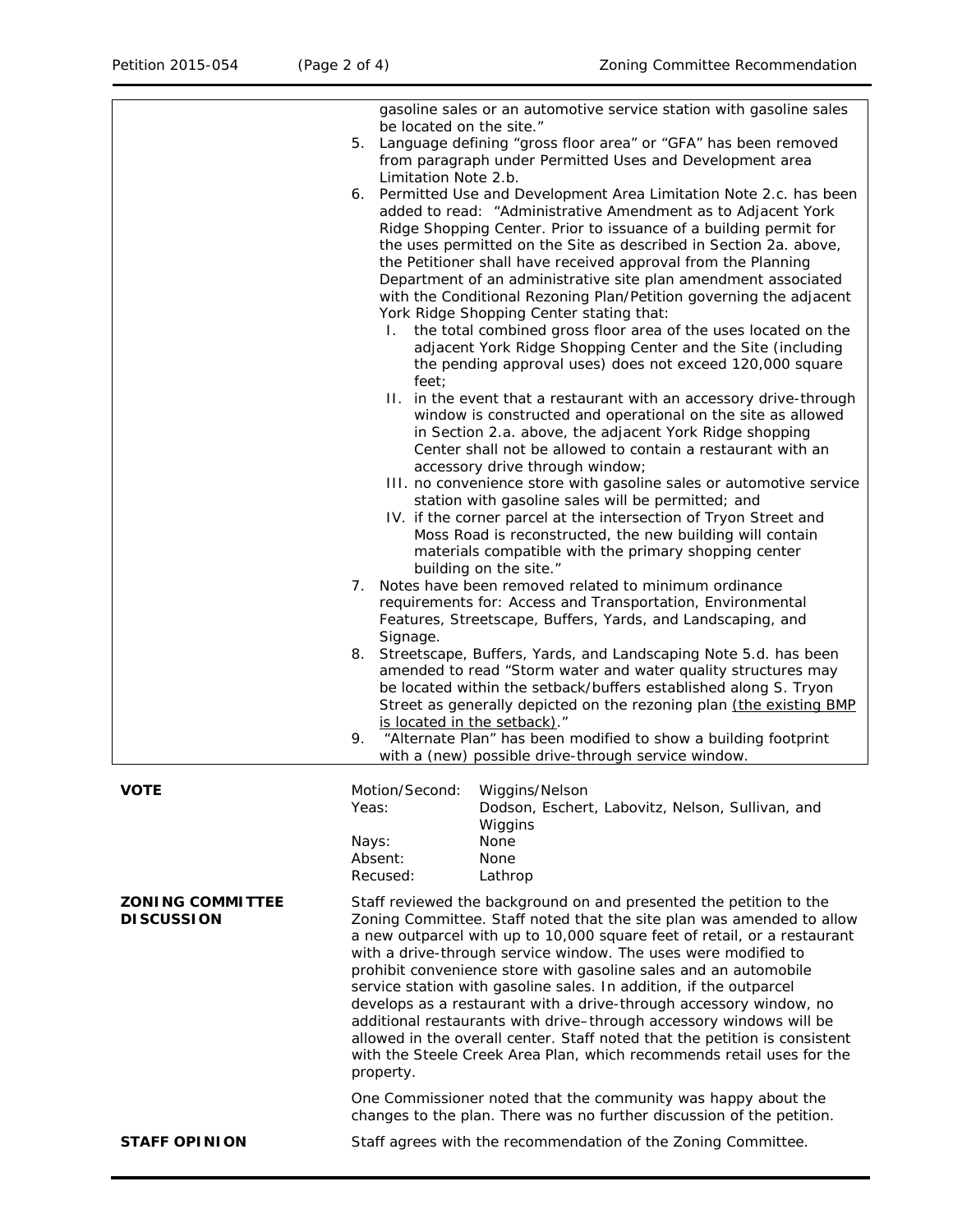gasoline sales or an automotive service station with gasoline sales be located on the site."

5. Language defining "gross floor area" or "GFA" has been removed from paragraph under Permitted Uses and Development area Limitation Note 2.b.
6. Permitted Use and Development Area Limitation Note 2.c. has been added to read: "Administrative Amendment as to Adjacent York Ridge Shopping Center. Prior to issuance of a building permit for the uses permitted on the Site as described in Section 2a. above, the Petitioner shall have received approval from the Planning Department of an administrative site plan amendment associated with the Conditional Rezoning Plan/Petition governing the adjacent York Ridge Shopping Center stating that:
   I. the total combined gross floor area of the uses located on the adjacent York Ridge Shopping Center and the Site (including the pending approval uses) does not exceed 120,000 square feet;
   II. in the event that a restaurant with an accessory drive-through window is constructed and operational on the site as allowed in Section 2.a. above, the adjacent York Ridge shopping Center shall not be allowed to contain a restaurant with an accessory drive through window;
   III. no convenience store with gasoline sales or automotive service station with gasoline sales will be permitted; and
   IV. if the corner parcel at the intersection of Tryon Street and Moss Road is reconstructed, the new building will contain materials compatible with the primary shopping center building on the site."
7. Notes have been removed related to minimum ordinance requirements for: Access and Transportation, Environmental Features, Streetscape, Buffers, Yards, and Landscaping, and Signage.
8. Streetscape, Buffers, Yards, and Landscaping Note 5.d. has been amended to read "Storm water and water quality structures may be located within the setback/buffers established along S. Tryon Street as generally depicted on the rezoning plan (the existing BMP is located in the setback)."
9. "Alternate Plan" has been modified to show a building footprint with a (new) possible drive-through service window.

**VOTE**

| | |
|---|---|
| Motion/Second: | Wiggins/Nelson |
| Yeas: | Dodson, Eschert, Labovitz, Nelson, Sullivan, and Wiggins |
| Nays: | None |
| Absent: | None |
| Recused: | Lathrop |

**ZONING COMMITTEE DISCUSSION**

Staff reviewed the background on and presented the petition to the Zoning Committee. Staff noted that the site plan was amended to allow a new outparcel with up to 10,000 square feet of retail, or a restaurant with a drive-through service window. The uses were modified to prohibit convenience store with gasoline sales and an automobile service station with gasoline sales. In addition, if the outparcel develops as a restaurant with a drive-through accessory window, no additional restaurants with drive–through accessory windows will be allowed in the overall center. Staff noted that the petition is consistent with the Steele Creek Area Plan, which recommends retail uses for the property.

One Commissioner noted that the community was happy about the changes to the plan. There was no further discussion of the petition.

**STAFF OPINION**

Staff agrees with the recommendation of the Zoning Committee.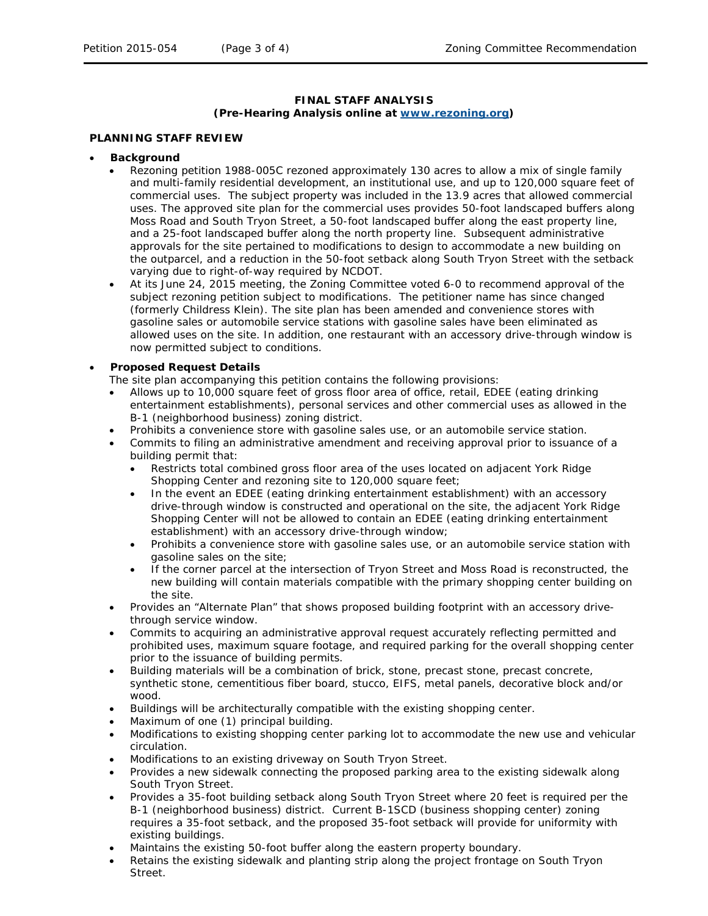**FINAL STAFF ANALYSIS**
**(Pre-Hearing Analysis online at [www.rezoning.org](http://www.rezoning.org))**

**PLANNING STAFF REVIEW**

- **Background**
  - Rezoning petition 1988-005C rezoned approximately 130 acres to allow a mix of single family and multi-family residential development, an institutional use, and up to 120,000 square feet of commercial uses. The subject property was included in the 13.9 acres that allowed commercial uses. The approved site plan for the commercial uses provides 50-foot landscaped buffers along Moss Road and South Tryon Street, a 50-foot landscaped buffer along the east property line, and a 25-foot landscaped buffer along the north property line. Subsequent administrative approvals for the site pertained to modifications to design to accommodate a new building on the outparcel, and a reduction in the 50-foot setback along South Tryon Street with the setback varying due to right-of-way required by NCDOT.
  - At its June 24, 2015 meeting, the Zoning Committee voted 6-0 to recommend approval of the subject rezoning petition subject to modifications. The petitioner name has since changed (formerly Childress Klein). The site plan has been amended and convenience stores with gasoline sales or automobile service stations with gasoline sales have been eliminated as allowed uses on the site. In addition, one restaurant with an accessory drive-through window is now permitted subject to conditions.

- **Proposed Request Details**

  The site plan accompanying this petition contains the following provisions:
  - Allows up to 10,000 square feet of gross floor area of office, retail, EDEE (eating drinking entertainment establishments), personal services and other commercial uses as allowed in the B-1 (neighborhood business) zoning district.
  - Prohibits a convenience store with gasoline sales use, or an automobile service station.
  - Commits to filing an administrative amendment and receiving approval prior to issuance of a building permit that:
    - Restricts total combined gross floor area of the uses located on adjacent York Ridge Shopping Center and rezoning site to 120,000 square feet;
    - In the event an EDEE (eating drinking entertainment establishment) with an accessory drive-through window is constructed and operational on the site, the adjacent York Ridge Shopping Center will not be allowed to contain an EDEE (eating drinking entertainment establishment) with an accessory drive-through window;
    - Prohibits a convenience store with gasoline sales use, or an automobile service station with gasoline sales on the site;
    - If the corner parcel at the intersection of Tryon Street and Moss Road is reconstructed, the new building will contain materials compatible with the primary shopping center building on the site.
  - Provides an "Alternate Plan" that shows proposed building footprint with an accessory drive-through service window.
  - Commits to acquiring an administrative approval request accurately reflecting permitted and prohibited uses, maximum square footage, and required parking for the overall shopping center prior to the issuance of building permits.
  - Building materials will be a combination of brick, stone, precast stone, precast concrete, synthetic stone, cementitious fiber board, stucco, EIFS, metal panels, decorative block and/or wood.
  - Buildings will be architecturally compatible with the existing shopping center.
  - Maximum of one (1) principal building.
  - Modifications to existing shopping center parking lot to accommodate the new use and vehicular circulation.
  - Modifications to an existing driveway on South Tryon Street.
  - Provides a new sidewalk connecting the proposed parking area to the existing sidewalk along South Tryon Street.
  - Provides a 35-foot building setback along South Tryon Street where 20 feet is required per the B-1 (neighborhood business) district. Current B-1SCD (business shopping center) zoning requires a 35-foot setback, and the proposed 35-foot setback will provide for uniformity with existing buildings.
  - Maintains the existing 50-foot buffer along the eastern property boundary.
  - Retains the existing sidewalk and planting strip along the project frontage on South Tryon Street.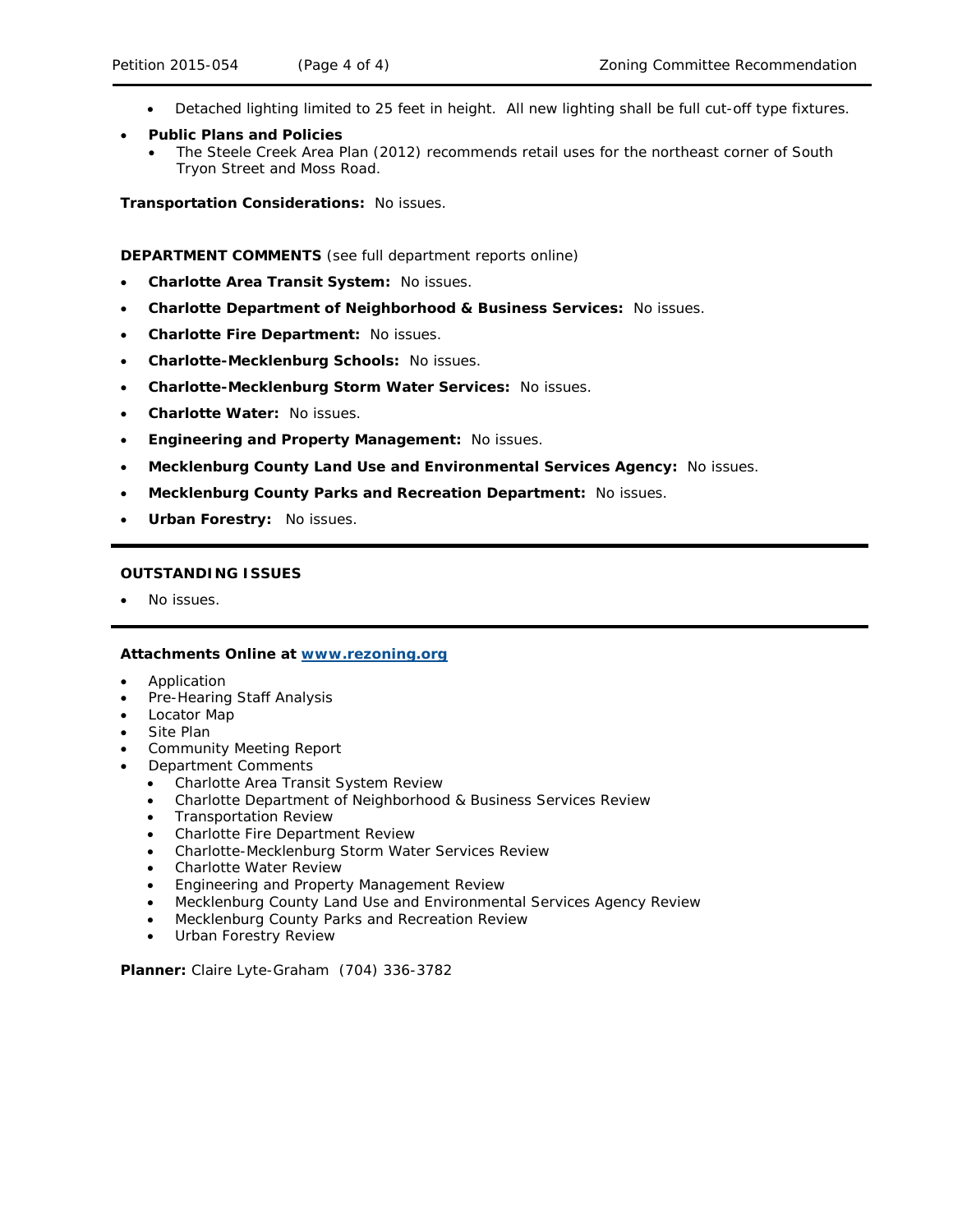- Detached lighting limited to 25 feet in height. All new lighting shall be full cut-off type fixtures.

- **Public Plans and Policies**
  - The Steele Creek Area Plan (2012) recommends retail uses for the northeast corner of South Tryon Street and Moss Road.

**Transportation Considerations:** No issues.

**DEPARTMENT COMMENTS** (see full department reports online)

- **Charlotte Area Transit System:** No issues.
- **Charlotte Department of Neighborhood & Business Services:** No issues.
- **Charlotte Fire Department:** No issues.
- **Charlotte-Mecklenburg Schools:** No issues.
- **Charlotte-Mecklenburg Storm Water Services:** No issues.
- **Charlotte Water:** No issues.
- **Engineering and Property Management:** No issues.
- **Mecklenburg County Land Use and Environmental Services Agency:** No issues.
- **Mecklenburg County Parks and Recreation Department:** No issues.
- **Urban Forestry:** No issues.

**OUTSTANDING ISSUES**

- No issues.

**Attachments Online at [www.rezoning.org](www.rezoning.org)**

- Application
- Pre-Hearing Staff Analysis
- Locator Map
- Site Plan
- Community Meeting Report
- Department Comments
  - Charlotte Area Transit System Review
  - Charlotte Department of Neighborhood & Business Services Review
  - Transportation Review
  - Charlotte Fire Department Review
  - Charlotte-Mecklenburg Storm Water Services Review
  - Charlotte Water Review
  - Engineering and Property Management Review
  - Mecklenburg County Land Use and Environmental Services Agency Review
  - Mecklenburg County Parks and Recreation Review
  - Urban Forestry Review

**Planner:** Claire Lyte-Graham (704) 336-3782